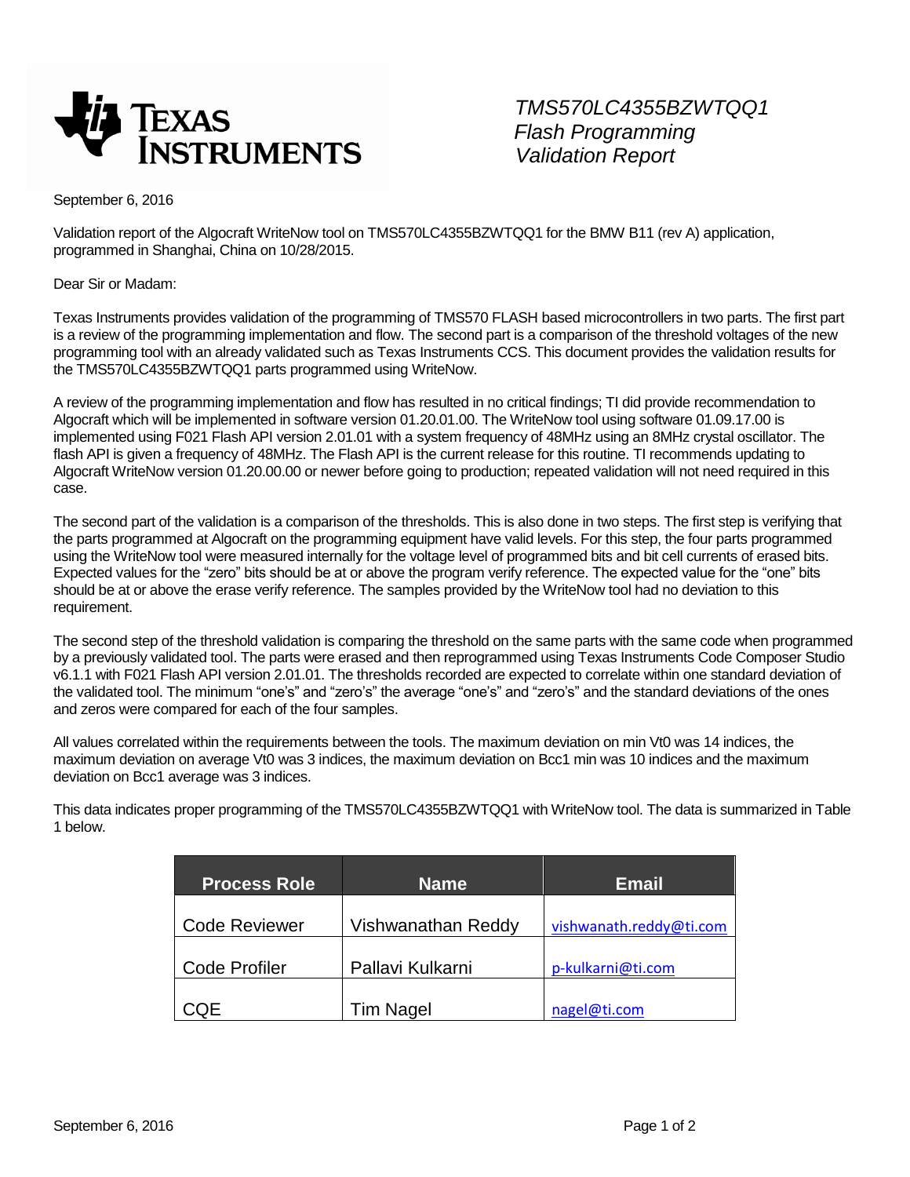# TMS570LC4355BZWTQQ1 Flash Programming Validation Report

September 6, 2016

Validation report of the Algocraft WriteNow tool on TMS570LC4355BZWTQQ1 for the BMW B11 (rev A) application, programmed in Shanghai, China on 10/28/2015.

Dear Sir or Madam:

Texas Instruments provides validation of the programming of TMS570 FLASH based microcontrollers in two parts. The first part is a review of the programming implementation and flow. The second part is a comparison of the threshold voltages of the new programming tool with an already validated such as Texas Instruments CCS. This document provides the validation results for the TMS570LC4355BZWTQQ1 parts programmed using WriteNow.

A review of the programming implementation and flow has resulted in no critical findings; TI did provide recommendation to Algocraft which will be implemented in software version 01.20.01.00. The WriteNow tool using software 01.09.17.00 is implemented using F021 Flash API version 2.01.01 with a system frequency of 48MHz using an 8MHz crystal oscillator. The flash API is given a frequency of 48MHz. The Flash API is the current release for this routine. TI recommends updating to Algocraft WriteNow version 01.20.00.00 or newer before going to production; repeated validation will not need required in this case.

The second part of the validation is a comparison of the thresholds. This is also done in two steps. The first step is verifying that the parts programmed at Algocraft on the programming equipment have valid levels. For this step, the four parts programmed using the WriteNow tool were measured internally for the voltage level of programmed bits and bit cell currents of erased bits. Expected values for the "zero" bits should be at or above the program verify reference. The expected value for the "one" bits should be at or above the erase verify reference. The samples provided by the WriteNow tool had no deviation to this requirement.

The second step of the threshold validation is comparing the threshold on the same parts with the same code when programmed by a previously validated tool. The parts were erased and then reprogrammed using Texas Instruments Code Composer Studio v6.1.1 with F021 Flash API version 2.01.01. The thresholds recorded are expected to correlate within one standard deviation of the validated tool. The minimum "one's" and "zero's" the average "one's" and "zero's" and the standard deviations of the ones and zeros were compared for each of the four samples.

All values correlated within the requirements between the tools. The maximum deviation on min Vt0 was 14 indices, the maximum deviation on average Vt0 was 3 indices, the maximum deviation on Bcc1 min was 10 indices and the maximum deviation on Bcc1 average was 3 indices.

This data indicates proper programming of the TMS570LC4355BZWTQQ1 with WriteNow tool. The data is summarized in Table 1 below.

| Process Role | Name | Email |
|---|---|---|
| Code Reviewer | Vishwanathan Reddy | vishwanath.reddy@ti.com |
| Code Profiler | Pallavi Kulkarni | p-kulkarni@ti.com |
| CQE | Tim Nagel | nagel@ti.com |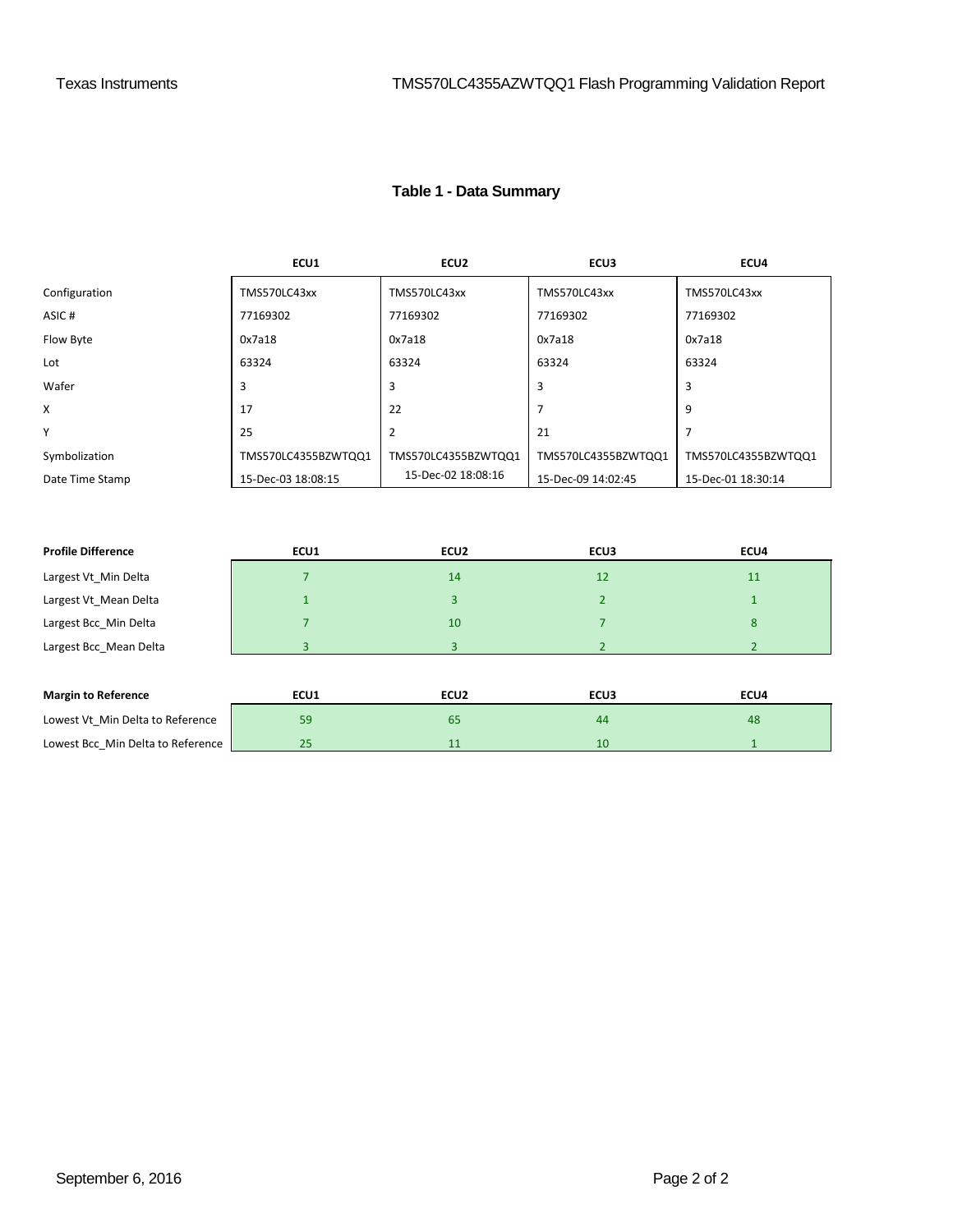### Table 1 - Data Summary

| | ECU1 | ECU2 | ECU3 | ECU4 |
|---|---|---|---|---|
| Configuration | TMS570LC43xx | TMS570LC43xx | TMS570LC43xx | TMS570LC43xx |
| ASIC # | 77169302 | 77169302 | 77169302 | 77169302 |
| Flow Byte | 0x7a18 | 0x7a18 | 0x7a18 | 0x7a18 |
| Lot | 63324 | 63324 | 63324 | 63324 |
| Wafer | 3 | 3 | 3 | 3 |
| X | 17 | 22 | 7 | 9 |
| Y | 25 | 2 | 21 | 7 |
| Symbolization | TMS570LC4355BZWTQQ1 | TMS570LC4355BZWTQQ1 | TMS570LC4355BZWTQQ1 | TMS570LC4355BZWTQQ1 |
| Date Time Stamp | 15-Dec-03 18:08:15 | 15-Dec-02 18:08:16 | 15-Dec-09 14:02:45 | 15-Dec-01 18:30:14 |

| **Profile Difference** | ECU1 | ECU2 | ECU3 | ECU4 |
|---|---|---|---|---|
| Largest Vt_Min Delta | 7 | 14 | 12 | 11 |
| Largest Vt_Mean Delta | 1 | 3 | 2 | 1 |
| Largest Bcc_Min Delta | 7 | 10 | 7 | 8 |
| Largest Bcc_Mean Delta | 3 | 3 | 2 | 2 |

| **Margin to Reference** | ECU1 | ECU2 | ECU3 | ECU4 |
|---|---|---|---|---|
| Lowest Vt_Min Delta to Reference | 59 | 65 | 44 | 48 |
| Lowest Bcc_Min Delta to Reference | 25 | 11 | 10 | 1 |